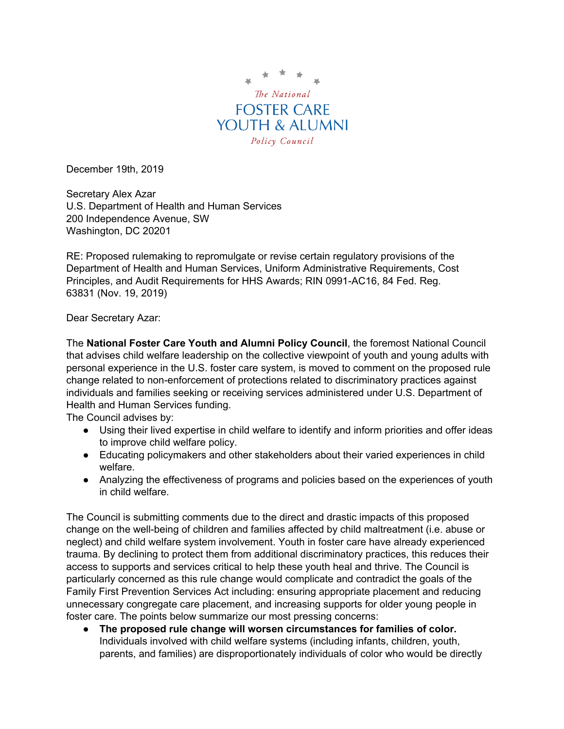The National
FOSTER CARE
YOUTH & ALUMNI
Policy Council

December 19th, 2019

Secretary Alex Azar
U.S. Department of Health and Human Services
200 Independence Avenue, SW
Washington, DC 20201

RE: Proposed rulemaking to repromulgate or revise certain regulatory provisions of the Department of Health and Human Services, Uniform Administrative Requirements, Cost Principles, and Audit Requirements for HHS Awards; RIN 0991-AC16, 84 Fed. Reg. 63831 (Nov. 19, 2019)

Dear Secretary Azar:

The **National Foster Care Youth and Alumni Policy Council**, the foremost National Council that advises child welfare leadership on the collective viewpoint of youth and young adults with personal experience in the U.S. foster care system, is moved to comment on the proposed rule change related to non-enforcement of protections related to discriminatory practices against individuals and families seeking or receiving services administered under U.S. Department of Health and Human Services funding.

The Council advises by:

- Using their lived expertise in child welfare to identify and inform priorities and offer ideas to improve child welfare policy.
- Educating policymakers and other stakeholders about their varied experiences in child welfare.
- Analyzing the effectiveness of programs and policies based on the experiences of youth in child welfare.

The Council is submitting comments due to the direct and drastic impacts of this proposed change on the well-being of children and families affected by child maltreatment (i.e. abuse or neglect) and child welfare system involvement. Youth in foster care have already experienced trauma. By declining to protect them from additional discriminatory practices, this reduces their access to supports and services critical to help these youth heal and thrive. The Council is particularly concerned as this rule change would complicate and contradict the goals of the Family First Prevention Services Act including: ensuring appropriate placement and reducing unnecessary congregate care placement, and increasing supports for older young people in foster care. The points below summarize our most pressing concerns:

- **The proposed rule change will worsen circumstances for families of color.** Individuals involved with child welfare systems (including infants, children, youth, parents, and families) are disproportionately individuals of color who would be directly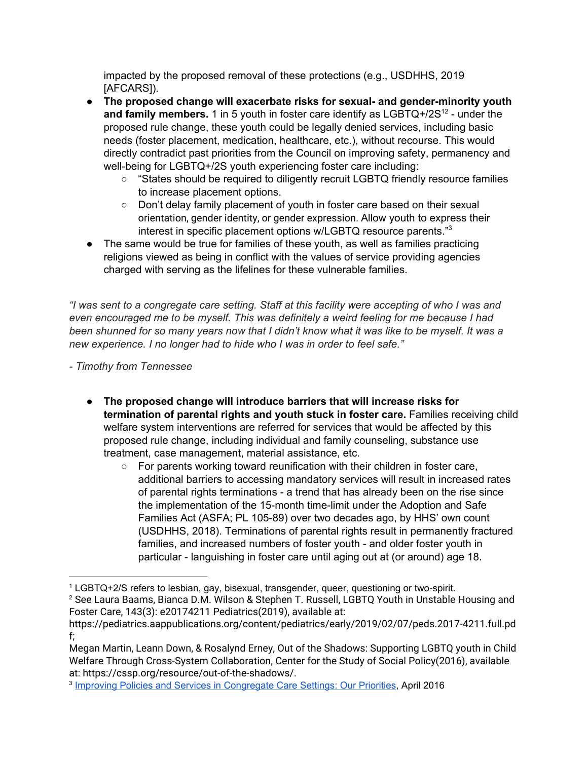impacted by the proposed removal of these protections (e.g., USDHHS, 2019 [AFCARS]).

- **The proposed change will exacerbate risks for sexual- and gender-minority youth and family members.** 1 in 5 youth in foster care identify as LGBTQ+/2S[1][2] - under the proposed rule change, these youth could be legally denied services, including basic needs (foster placement, medication, healthcare, etc.), without recourse. This would directly contradict past priorities from the Council on improving safety, permanency and well-being for LGBTQ+/2S youth experiencing foster care including:
    - "States should be required to diligently recruit LGBTQ friendly resource families to increase placement options.
    - Don't delay family placement of youth in foster care based on their sexual orientation, gender identity, or gender expression. Allow youth to express their interest in specific placement options w/LGBTQ resource parents."[3]
- The same would be true for families of these youth, as well as families practicing religions viewed as being in conflict with the values of service providing agencies charged with serving as the lifelines for these vulnerable families.

*"I was sent to a congregate care setting. Staff at this facility were accepting of who I was and even encouraged me to be myself. This was definitely a weird feeling for me because I had been shunned for so many years now that I didn't know what it was like to be myself. It was a new experience. I no longer had to hide who I was in order to feel safe."*

*- Timothy from Tennessee*

- **The proposed change will introduce barriers that will increase risks for termination of parental rights and youth stuck in foster care.** Families receiving child welfare system interventions are referred for services that would be affected by this proposed rule change, including individual and family counseling, substance use treatment, case management, material assistance, etc.
    - For parents working toward reunification with their children in foster care, additional barriers to accessing mandatory services will result in increased rates of parental rights terminations - a trend that has already been on the rise since the implementation of the 15-month time-limit under the Adoption and Safe Families Act (ASFA; PL 105-89) over two decades ago, by HHS' own count (USDHHS, 2018). Terminations of parental rights result in permanently fractured families, and increased numbers of foster youth - and older foster youth in particular - languishing in foster care until aging out at (or around) age 18.

---

[1] LGBTQ+2/S refers to lesbian, gay, bisexual, transgender, queer, questioning or two-spirit.

[2] See Laura Baams, Bianca D.M. Wilson & Stephen T. Russell, LGBTQ Youth in Unstable Housing and Foster Care, 143(3): e20174211 Pediatrics(2019), available at: https://pediatrics.aappublications.org/content/pediatrics/early/2019/02/07/peds.2017-4211.full.pdf;
Megan Martin, Leann Down, & Rosalynd Erney, Out of the Shadows: Supporting LGBTQ youth in Child Welfare Through Cross-System Collaboration, Center for the Study of Social Policy(2016), available at: https://cssp.org/resource/out-of-the-shadows/.

[3] Improving Policies and Services in Congregate Care Settings: Our Priorities, April 2016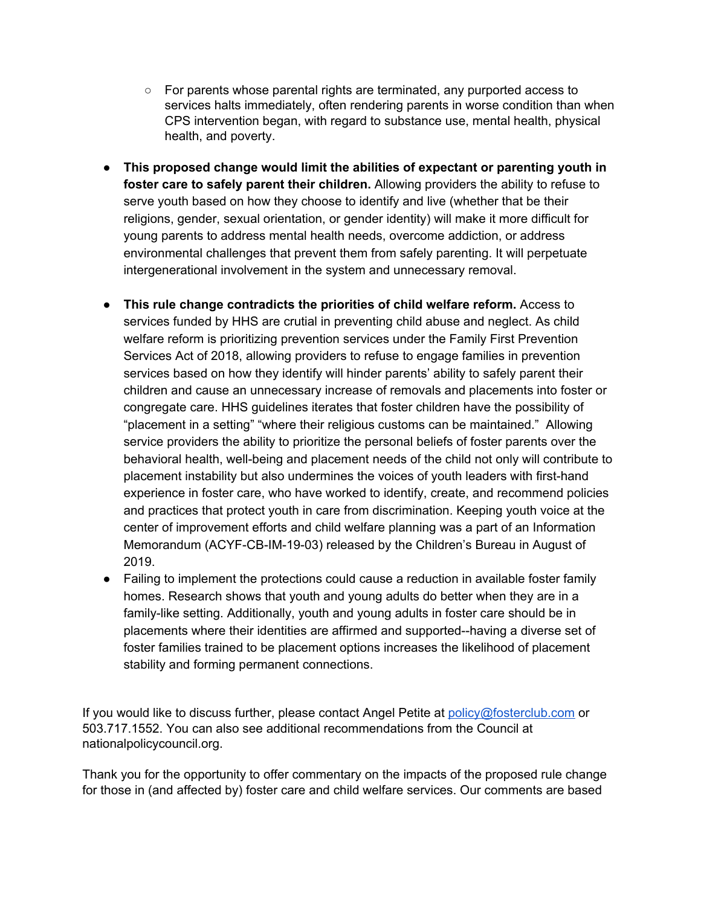- For parents whose parental rights are terminated, any purported access to services halts immediately, often rendering parents in worse condition than when CPS intervention began, with regard to substance use, mental health, physical health, and poverty.

- **This proposed change would limit the abilities of expectant or parenting youth in foster care to safely parent their children.** Allowing providers the ability to refuse to serve youth based on how they choose to identify and live (whether that be their religions, gender, sexual orientation, or gender identity) will make it more difficult for young parents to address mental health needs, overcome addiction, or address environmental challenges that prevent them from safely parenting. It will perpetuate intergenerational involvement in the system and unnecessary removal.

- **This rule change contradicts the priorities of child welfare reform.** Access to services funded by HHS are crutial in preventing child abuse and neglect. As child welfare reform is prioritizing prevention services under the Family First Prevention Services Act of 2018, allowing providers to refuse to engage families in prevention services based on how they identify will hinder parents' ability to safely parent their children and cause an unnecessary increase of removals and placements into foster or congregate care. HHS guidelines iterates that foster children have the possibility of "placement in a setting" "where their religious customs can be maintained." Allowing service providers the ability to prioritize the personal beliefs of foster parents over the behavioral health, well-being and placement needs of the child not only will contribute to placement instability but also undermines the voices of youth leaders with first-hand experience in foster care, who have worked to identify, create, and recommend policies and practices that protect youth in care from discrimination. Keeping youth voice at the center of improvement efforts and child welfare planning was a part of an Information Memorandum (ACYF-CB-IM-19-03) released by the Children's Bureau in August of 2019.
- Failing to implement the protections could cause a reduction in available foster family homes. Research shows that youth and young adults do better when they are in a family-like setting. Additionally, youth and young adults in foster care should be in placements where their identities are affirmed and supported--having a diverse set of foster families trained to be placement options increases the likelihood of placement stability and forming permanent connections.

If you would like to discuss further, please contact Angel Petite at policy@fosterclub.com or 503.717.1552. You can also see additional recommendations from the Council at nationalpolicycouncil.org.

Thank you for the opportunity to offer commentary on the impacts of the proposed rule change for those in (and affected by) foster care and child welfare services. Our comments are based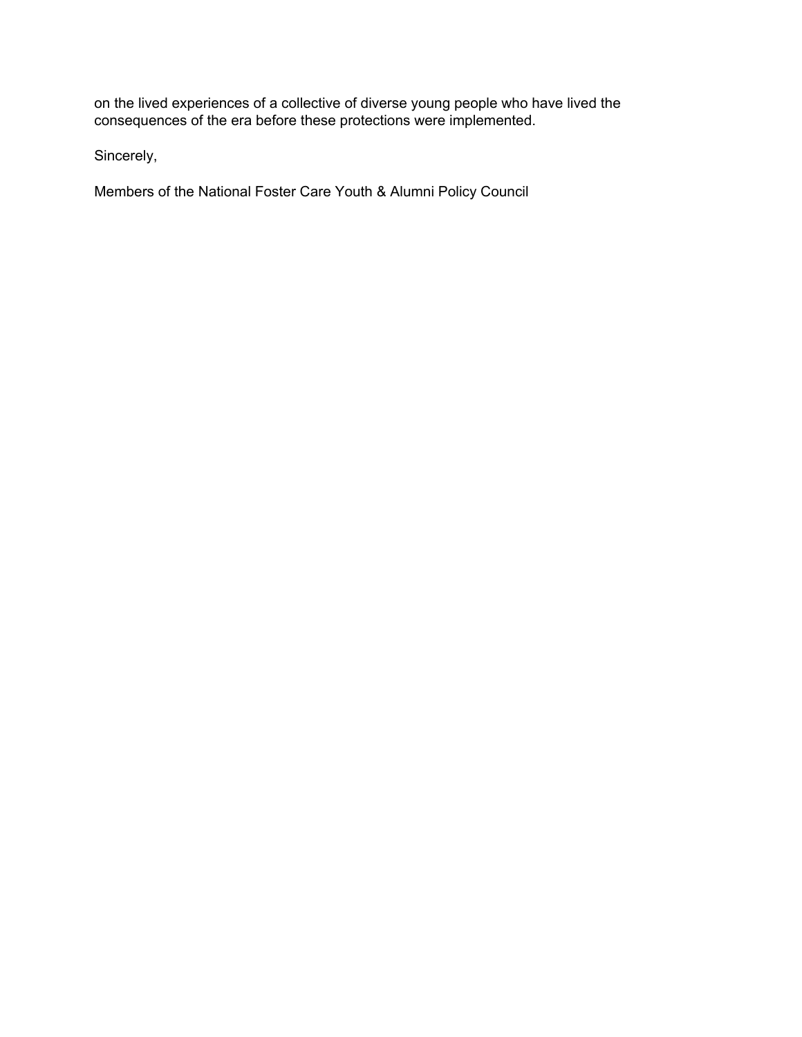on the lived experiences of a collective of diverse young people who have lived the consequences of the era before these protections were implemented.

Sincerely,

Members of the National Foster Care Youth & Alumni Policy Council